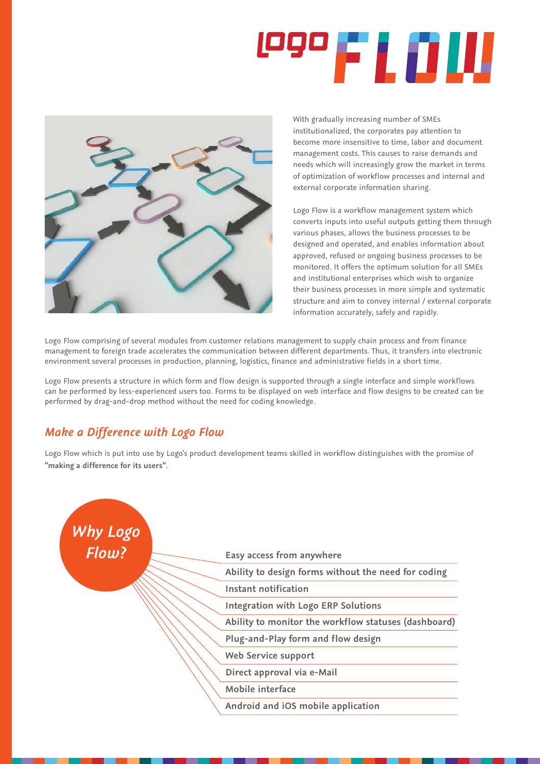# Logo FLOW

With gradually increasing number of SMEs institutionalized, the corporates pay attention to become more insensitive to time, labor and document management costs. This causes to raise demands and needs which will increasingly grow the market in terms of optimization of workflow processes and internal and external corporate information sharing.

Logo Flow is a workflow management system which converts inputs into useful outputs getting them through various phases, allows the business processes to be designed and operated, and enables information about approved, refused or ongoing business processes to be monitored. It offers the optimum solution for all SMEs and institutional enterprises which wish to organize their business processes in more simple and systematic structure and aim to convey internal / external corporate information accurately, safely and rapidly.

Logo Flow comprising of several modules from customer relations management to supply chain process and from finance management to foreign trade accelerates the communication between different departments. Thus, it transfers into electronic environment several processes in production, planning, logistics, finance and administrative fields in a short time.

Logo Flow presents a structure in which form and flow design is supported through a single interface and simple workflows can be performed by less-experienced users too. Forms to be displayed on web interface and flow designs to be created can be performed by drag-and-drop method without the need for coding knowledge.

## *Make a Difference with Logo Flow*

Logo Flow which is put into use by Logo's product development teams skilled in workflow distinguishes with the promise of **"making a difference for its users"**.

### *Why Logo Flow?*

- Easy access from anywhere
- Ability to design forms without the need for coding
- Instant notification
- Integration with Logo ERP Solutions
- Ability to monitor the workflow statuses (dashboard)
- Plug-and-Play form and flow design
- Web Service support
- Direct approval via e-Mail
- Mobile interface
- Android and iOS mobile application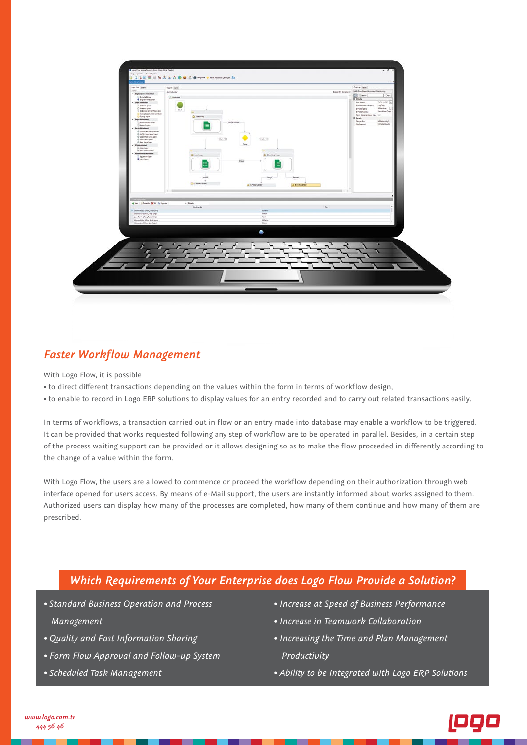## *Faster Workflow Management*

With Logo Flow, it is possible

- to direct different transactions depending on the values within the form in terms of workflow design,
- to enable to record in Logo ERP solutions to display values for an entry recorded and to carry out related transactions easily.

In terms of workflows, a transaction carried out in flow or an entry made into database may enable a workflow to be triggered. It can be provided that works requested following any step of workflow are to be operated in parallel. Besides, in a certain step of the process waiting support can be provided or it allows designing so as to make the flow proceeded in differently according to the change of a value within the form.

With Logo Flow, the users are allowed to commence or proceed the workflow depending on their authorization through web interface opened for users access. By means of e-Mail support, the users are instantly informed about works assigned to them. Authorized users can display how many of the processes are completed, how many of them continue and how many of them are prescribed.

## *Which Requirements of Your Enterprise does Logo Flow Provide a Solution?*

- *Standard Business Operation and Process Management*
- *Quality and Fast Information Sharing*
- *Form Flow Approval and Follow-up System*
- *Scheduled Task Management*
- *Increase at Speed of Business Performance*
- *Increase in Teamwork Collaboration*
- *Increasing the Time and Plan Management Productivity*
- *Ability to be Integrated with Logo ERP Solutions*

*www.logo.com.tr*
*444 56 46*